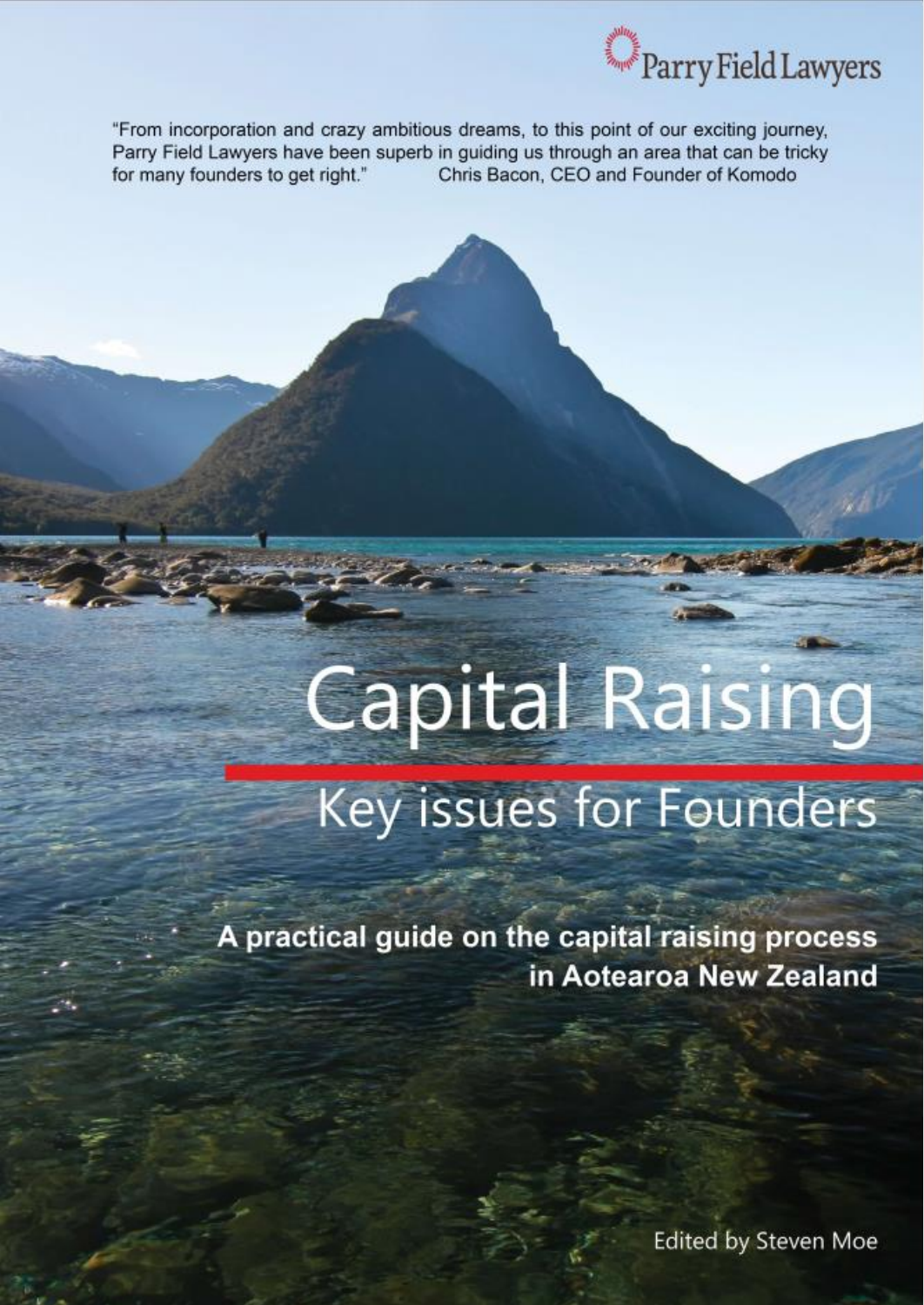Parry Field Lawyers

"From incorporation and crazy ambitious dreams, to this point of our exciting journey, Parry Field Lawyers have been superb in guiding us through an area that can be tricky for many founders to get right." Chris Bacon, CEO and Founder of Komodo

# Capital Raising

## Key issues for Founders

**A practical guide on the capital raising process in Aotearoa New Zealand**

Edited by Steven Moe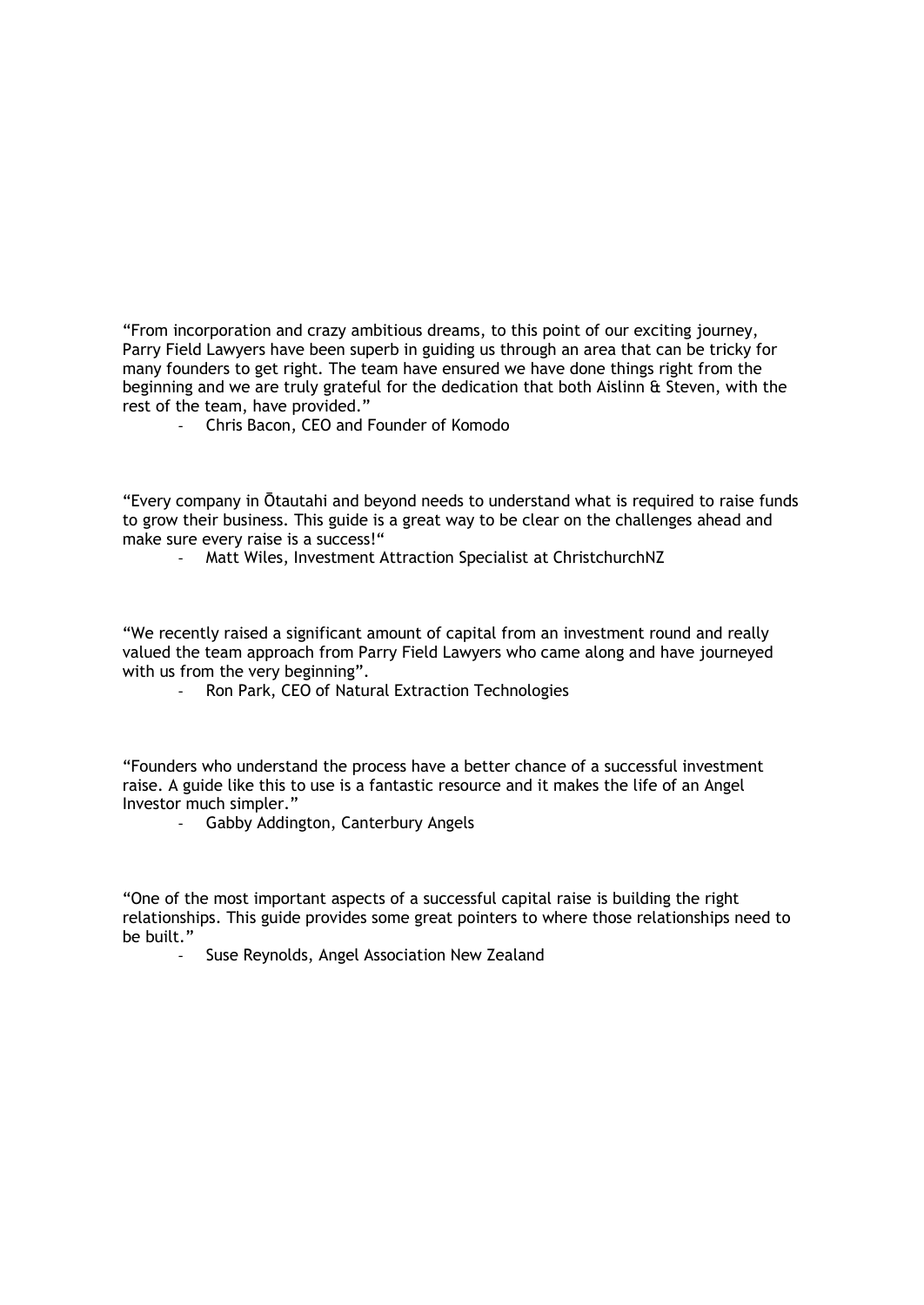"From incorporation and crazy ambitious dreams, to this point of our exciting journey, Parry Field Lawyers have been superb in guiding us through an area that can be tricky for many founders to get right. The team have ensured we have done things right from the beginning and we are truly grateful for the dedication that both Aislinn & Steven, with the rest of the team, have provided."

- Chris Bacon, CEO and Founder of Komodo

"Every company in Ōtautahi and beyond needs to understand what is required to raise funds to grow their business. This guide is a great way to be clear on the challenges ahead and make sure every raise is a success!"

- Matt Wiles, Investment Attraction Specialist at ChristchurchNZ

"We recently raised a significant amount of capital from an investment round and really valued the team approach from Parry Field Lawyers who came along and have journeyed with us from the very beginning".

- Ron Park, CEO of Natural Extraction Technologies

"Founders who understand the process have a better chance of a successful investment raise. A guide like this to use is a fantastic resource and it makes the life of an Angel Investor much simpler."

- Gabby Addington, Canterbury Angels

"One of the most important aspects of a successful capital raise is building the right relationships. This guide provides some great pointers to where those relationships need to be built."

- Suse Reynolds, Angel Association New Zealand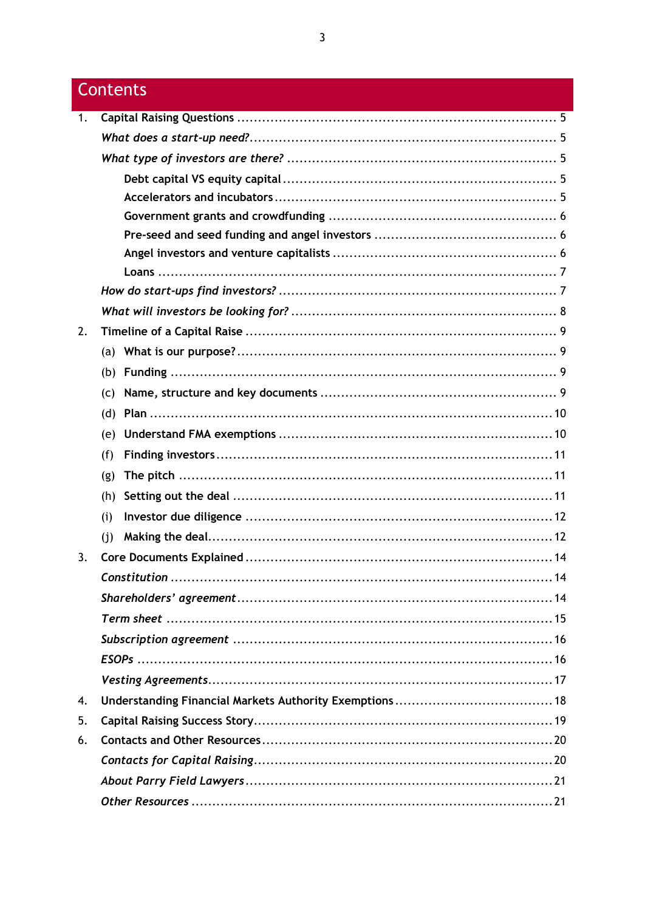# Contents

1. **Capital Raising Questions** ........ 5
   - *What does a start-up need?* ........ 5
   - *What type of investors are there?* ........ 5
     - Debt capital VS equity capital ........ 5
     - Accelerators and incubators ........ 5
     - Government grants and crowdfunding ........ 6
     - Pre-seed and seed funding and angel investors ........ 6
     - Angel investors and venture capitalists ........ 6
     - Loans ........ 7
   - *How do start-ups find investors?* ........ 7
   - *What will investors be looking for?* ........ 8
2. **Timeline of a Capital Raise** ........ 9
   - (a) What is our purpose? ........ 9
   - (b) Funding ........ 9
   - (c) Name, structure and key documents ........ 9
   - (d) Plan ........ 10
   - (e) Understand FMA exemptions ........ 10
   - (f) Finding investors ........ 11
   - (g) The pitch ........ 11
   - (h) Setting out the deal ........ 11
   - (i) Investor due diligence ........ 12
   - (j) Making the deal ........ 12
3. **Core Documents Explained** ........ 14
   - *Constitution* ........ 14
   - *Shareholders' agreement* ........ 14
   - *Term sheet* ........ 15
   - *Subscription agreement* ........ 16
   - *ESOPs* ........ 16
   - *Vesting Agreements* ........ 17
4. **Understanding Financial Markets Authority Exemptions** ........ 18
5. **Capital Raising Success Story** ........ 19
6. **Contacts and Other Resources** ........ 20
   - *Contacts for Capital Raising* ........ 20
   - *About Parry Field Lawyers* ........ 21
   - *Other Resources* ........ 21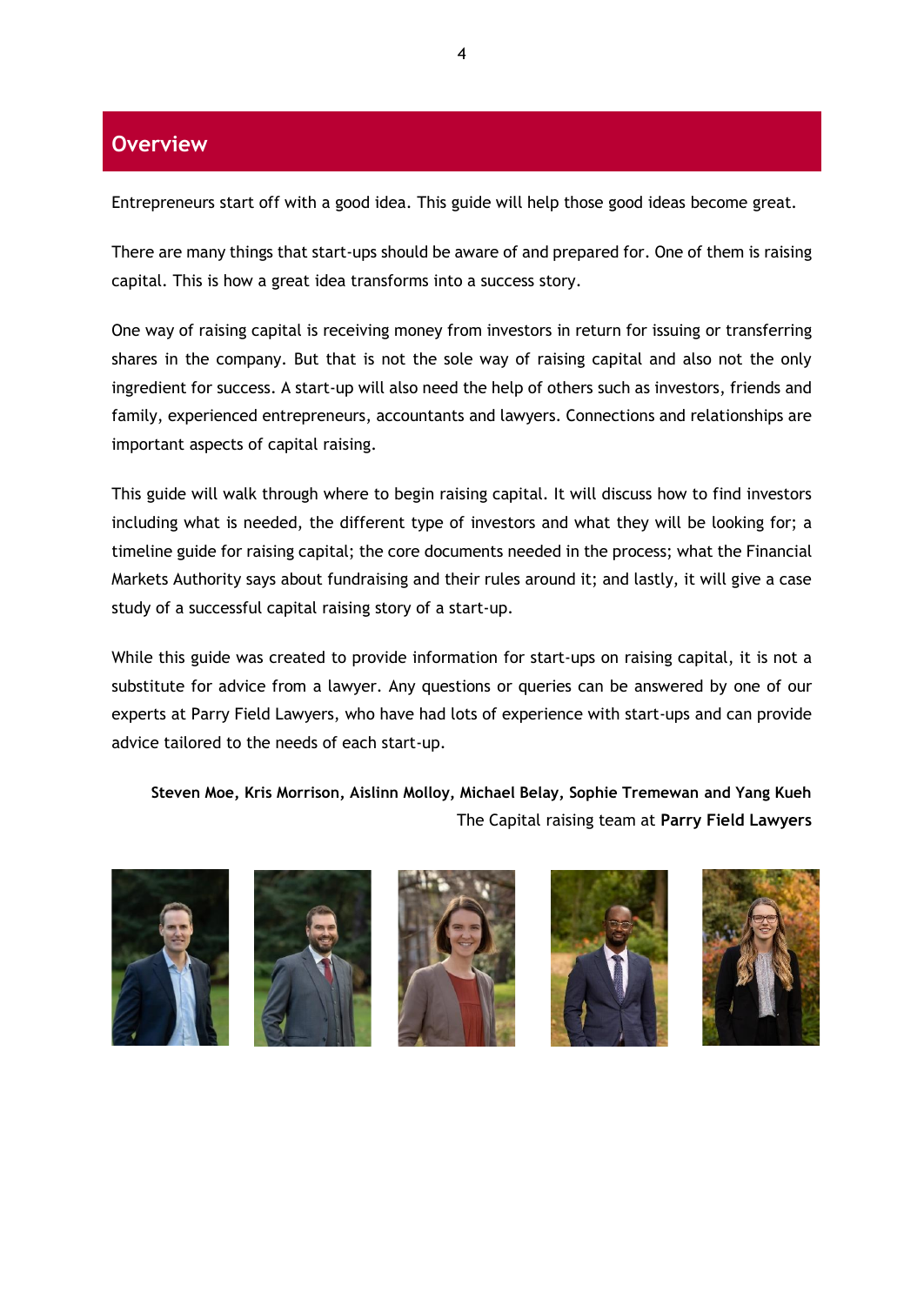## Overview

Entrepreneurs start off with a good idea. This guide will help those good ideas become great.

There are many things that start-ups should be aware of and prepared for. One of them is raising capital. This is how a great idea transforms into a success story.

One way of raising capital is receiving money from investors in return for issuing or transferring shares in the company. But that is not the sole way of raising capital and also not the only ingredient for success. A start-up will also need the help of others such as investors, friends and family, experienced entrepreneurs, accountants and lawyers. Connections and relationships are important aspects of capital raising.

This guide will walk through where to begin raising capital. It will discuss how to find investors including what is needed, the different type of investors and what they will be looking for; a timeline guide for raising capital; the core documents needed in the process; what the Financial Markets Authority says about fundraising and their rules around it; and lastly, it will give a case study of a successful capital raising story of a start-up.

While this guide was created to provide information for start-ups on raising capital, it is not a substitute for advice from a lawyer. Any questions or queries can be answered by one of our experts at Parry Field Lawyers, who have had lots of experience with start-ups and can provide advice tailored to the needs of each start-up.

**Steven Moe, Kris Morrison, Aislinn Molloy, Michael Belay, Sophie Tremewan and Yang Kueh**
The Capital raising team at **Parry Field Lawyers**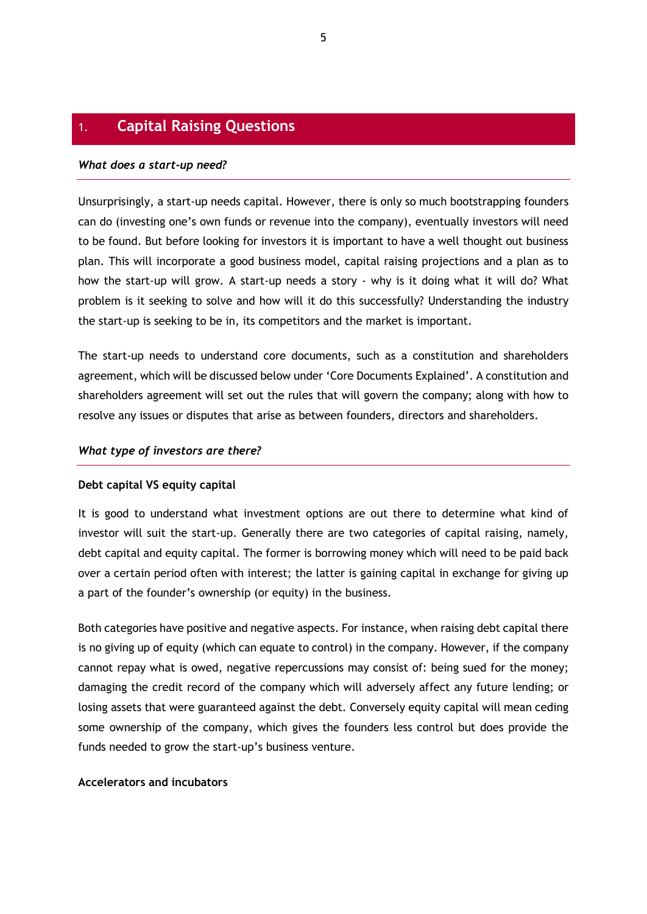# 1. Capital Raising Questions

***What does a start-up need?***

Unsurprisingly, a start-up needs capital. However, there is only so much bootstrapping founders can do (investing one's own funds or revenue into the company), eventually investors will need to be found. But before looking for investors it is important to have a well thought out business plan. This will incorporate a good business model, capital raising projections and a plan as to how the start-up will grow. A start-up needs a story - why is it doing what it will do? What problem is it seeking to solve and how will it do this successfully? Understanding the industry the start-up is seeking to be in, its competitors and the market is important.

The start-up needs to understand core documents, such as a constitution and shareholders agreement, which will be discussed below under 'Core Documents Explained'. A constitution and shareholders agreement will set out the rules that will govern the company; along with how to resolve any issues or disputes that arise as between founders, directors and shareholders.

***What type of investors are there?***

**Debt capital VS equity capital**

It is good to understand what investment options are out there to determine what kind of investor will suit the start-up. Generally there are two categories of capital raising, namely, debt capital and equity capital. The former is borrowing money which will need to be paid back over a certain period often with interest; the latter is gaining capital in exchange for giving up a part of the founder's ownership (or equity) in the business.

Both categories have positive and negative aspects. For instance, when raising debt capital there is no giving up of equity (which can equate to control) in the company. However, if the company cannot repay what is owed, negative repercussions may consist of: being sued for the money; damaging the credit record of the company which will adversely affect any future lending; or losing assets that were guaranteed against the debt. Conversely equity capital will mean ceding some ownership of the company, which gives the founders less control but does provide the funds needed to grow the start-up's business venture.

**Accelerators and incubators**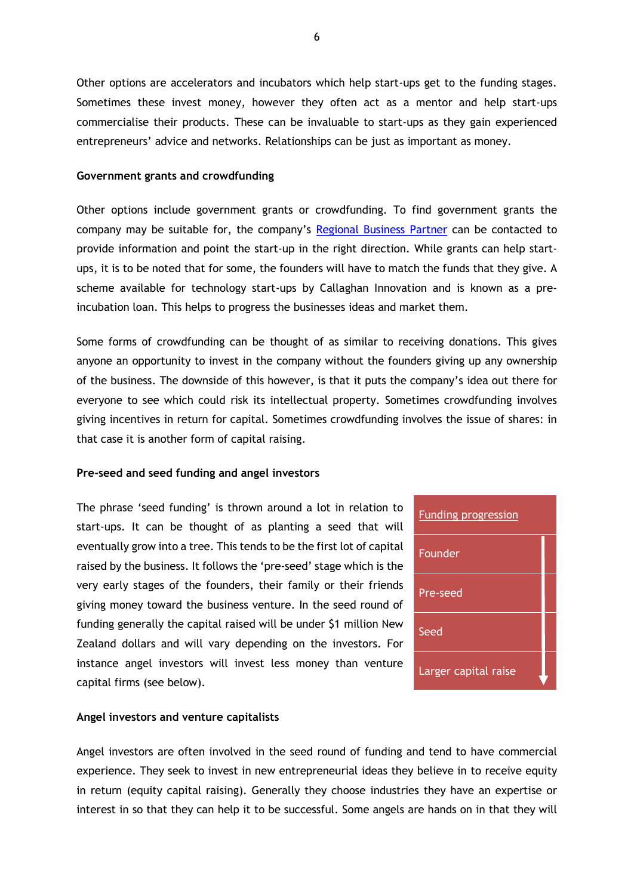Other options are accelerators and incubators which help start-ups get to the funding stages. Sometimes these invest money, however they often act as a mentor and help start-ups commercialise their products. These can be invaluable to start-ups as they gain experienced entrepreneurs' advice and networks. Relationships can be just as important as money.

**Government grants and crowdfunding**

Other options include government grants or crowdfunding. To find government grants the company may be suitable for, the company's [Regional Business Partner]() can be contacted to provide information and point the start-up in the right direction. While grants can help start-ups, it is to be noted that for some, the founders will have to match the funds that they give. A scheme available for technology start-ups by Callaghan Innovation and is known as a pre-incubation loan. This helps to progress the businesses ideas and market them.

Some forms of crowdfunding can be thought of as similar to receiving donations. This gives anyone an opportunity to invest in the company without the founders giving up any ownership of the business. The downside of this however, is that it puts the company's idea out there for everyone to see which could risk its intellectual property. Sometimes crowdfunding involves giving incentives in return for capital. Sometimes crowdfunding involves the issue of shares: in that case it is another form of capital raising.

**Pre-seed and seed funding and angel investors**

The phrase 'seed funding' is thrown around a lot in relation to start-ups. It can be thought of as planting a seed that will eventually grow into a tree. This tends to be the first lot of capital raised by the business. It follows the 'pre-seed' stage which is the very early stages of the founders, their family or their friends giving money toward the business venture. In the seed round of funding generally the capital raised will be under $1 million New Zealand dollars and will vary depending on the investors. For instance angel investors will invest less money than venture capital firms (see below).

| [Funding progression]() |
| --- |
| Founder |
| Pre-seed |
| Seed |
| Larger capital raise |

**Angel investors and venture capitalists**

Angel investors are often involved in the seed round of funding and tend to have commercial experience. They seek to invest in new entrepreneurial ideas they believe in to receive equity in return (equity capital raising). Generally they choose industries they have an expertise or interest in so that they can help it to be successful. Some angels are hands on in that they will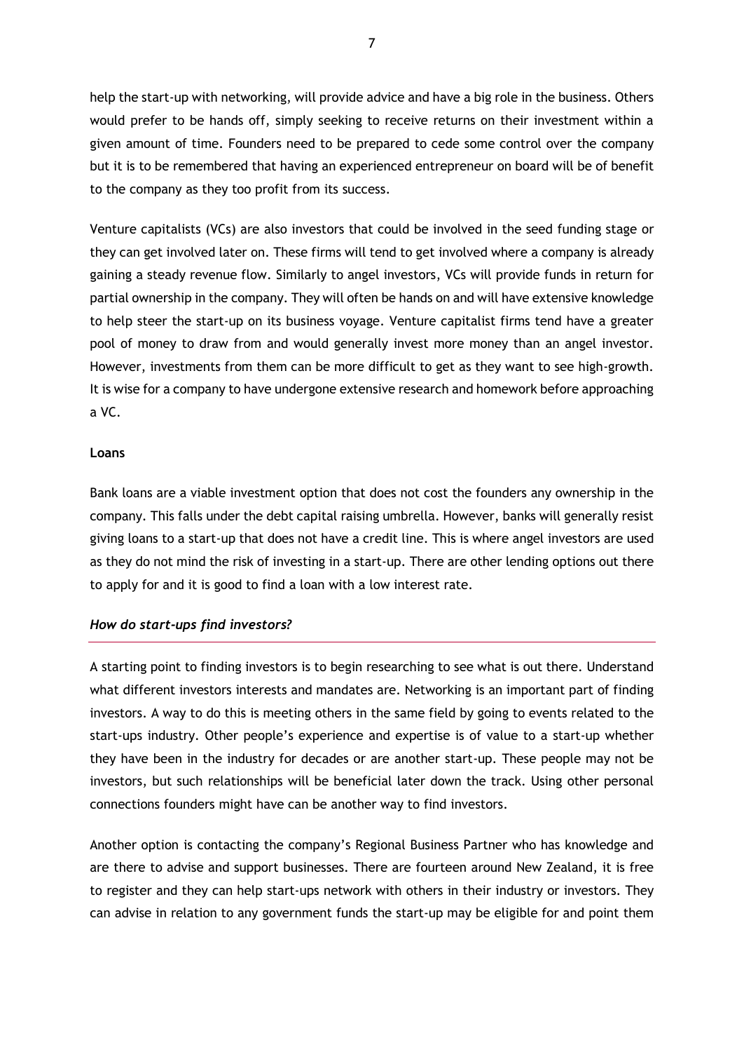help the start-up with networking, will provide advice and have a big role in the business. Others would prefer to be hands off, simply seeking to receive returns on their investment within a given amount of time. Founders need to be prepared to cede some control over the company but it is to be remembered that having an experienced entrepreneur on board will be of benefit to the company as they too profit from its success.

Venture capitalists (VCs) are also investors that could be involved in the seed funding stage or they can get involved later on. These firms will tend to get involved where a company is already gaining a steady revenue flow. Similarly to angel investors, VCs will provide funds in return for partial ownership in the company. They will often be hands on and will have extensive knowledge to help steer the start-up on its business voyage. Venture capitalist firms tend have a greater pool of money to draw from and would generally invest more money than an angel investor. However, investments from them can be more difficult to get as they want to see high-growth. It is wise for a company to have undergone extensive research and homework before approaching a VC.

**Loans**

Bank loans are a viable investment option that does not cost the founders any ownership in the company. This falls under the debt capital raising umbrella. However, banks will generally resist giving loans to a start-up that does not have a credit line. This is where angel investors are used as they do not mind the risk of investing in a start-up. There are other lending options out there to apply for and it is good to find a loan with a low interest rate.

### *How do start-ups find investors?*

A starting point to finding investors is to begin researching to see what is out there. Understand what different investors interests and mandates are. Networking is an important part of finding investors. A way to do this is meeting others in the same field by going to events related to the start-ups industry. Other people's experience and expertise is of value to a start-up whether they have been in the industry for decades or are another start-up. These people may not be investors, but such relationships will be beneficial later down the track. Using other personal connections founders might have can be another way to find investors.

Another option is contacting the company's Regional Business Partner who has knowledge and are there to advise and support businesses. There are fourteen around New Zealand, it is free to register and they can help start-ups network with others in their industry or investors. They can advise in relation to any government funds the start-up may be eligible for and point them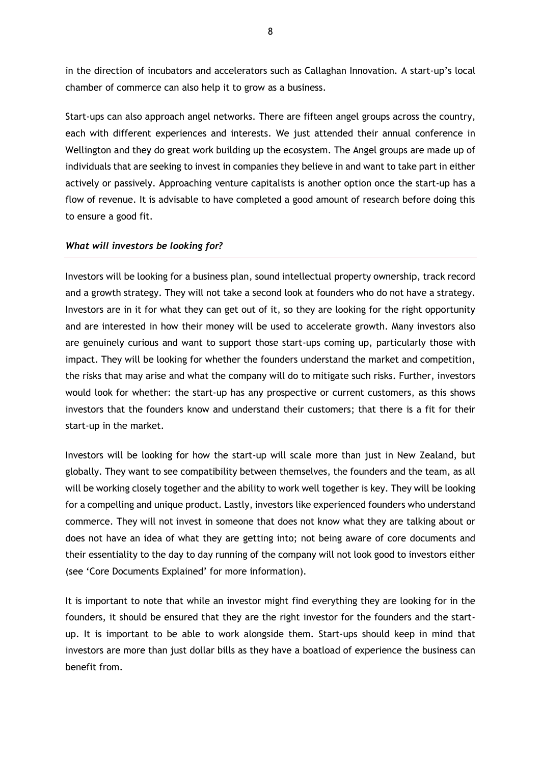in the direction of incubators and accelerators such as Callaghan Innovation. A start-up's local chamber of commerce can also help it to grow as a business.

Start-ups can also approach angel networks. There are fifteen angel groups across the country, each with different experiences and interests. We just attended their annual conference in Wellington and they do great work building up the ecosystem. The Angel groups are made up of individuals that are seeking to invest in companies they believe in and want to take part in either actively or passively. Approaching venture capitalists is another option once the start-up has a flow of revenue. It is advisable to have completed a good amount of research before doing this to ensure a good fit.

### *What will investors be looking for?*

Investors will be looking for a business plan, sound intellectual property ownership, track record and a growth strategy. They will not take a second look at founders who do not have a strategy. Investors are in it for what they can get out of it, so they are looking for the right opportunity and are interested in how their money will be used to accelerate growth. Many investors also are genuinely curious and want to support those start-ups coming up, particularly those with impact. They will be looking for whether the founders understand the market and competition, the risks that may arise and what the company will do to mitigate such risks. Further, investors would look for whether: the start-up has any prospective or current customers, as this shows investors that the founders know and understand their customers; that there is a fit for their start-up in the market.

Investors will be looking for how the start-up will scale more than just in New Zealand, but globally. They want to see compatibility between themselves, the founders and the team, as all will be working closely together and the ability to work well together is key. They will be looking for a compelling and unique product. Lastly, investors like experienced founders who understand commerce. They will not invest in someone that does not know what they are talking about or does not have an idea of what they are getting into; not being aware of core documents and their essentiality to the day to day running of the company will not look good to investors either (see 'Core Documents Explained' for more information).

It is important to note that while an investor might find everything they are looking for in the founders, it should be ensured that they are the right investor for the founders and the start-up. It is important to be able to work alongside them. Start-ups should keep in mind that investors are more than just dollar bills as they have a boatload of experience the business can benefit from.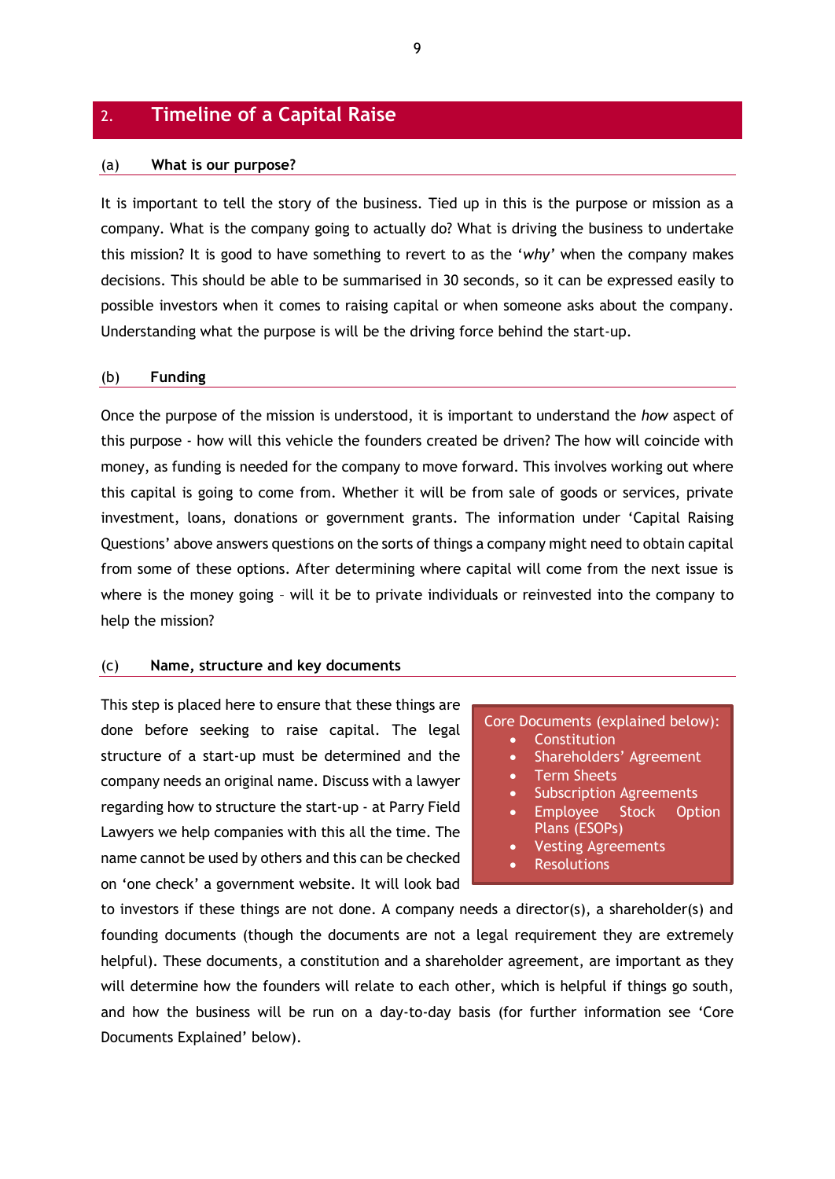## 2. Timeline of a Capital Raise

### (a) What is our purpose?

It is important to tell the story of the business. Tied up in this is the purpose or mission as a company. What is the company going to actually do? What is driving the business to undertake this mission? It is good to have something to revert to as the '*why*' when the company makes decisions. This should be able to be summarised in 30 seconds, so it can be expressed easily to possible investors when it comes to raising capital or when someone asks about the company. Understanding what the purpose is will be the driving force behind the start-up.

### (b) Funding

Once the purpose of the mission is understood, it is important to understand the *how* aspect of this purpose - how will this vehicle the founders created be driven? The how will coincide with money, as funding is needed for the company to move forward. This involves working out where this capital is going to come from. Whether it will be from sale of goods or services, private investment, loans, donations or government grants. The information under 'Capital Raising Questions' above answers questions on the sorts of things a company might need to obtain capital from some of these options. After determining where capital will come from the next issue is where is the money going – will it be to private individuals or reinvested into the company to help the mission?

### (c) Name, structure and key documents

> Core Documents (explained below):
> - Constitution
> - Shareholders' Agreement
> - Term Sheets
> - Subscription Agreements
> - Employee Stock Option Plans (ESOPs)
> - Vesting Agreements
> - Resolutions

This step is placed here to ensure that these things are done before seeking to raise capital. The legal structure of a start-up must be determined and the company needs an original name. Discuss with a lawyer regarding how to structure the start-up - at Parry Field Lawyers we help companies with this all the time. The name cannot be used by others and this can be checked on 'one check' a government website. It will look bad to investors if these things are not done. A company needs a director(s), a shareholder(s) and founding documents (though the documents are not a legal requirement they are extremely helpful). These documents, a constitution and a shareholder agreement, are important as they will determine how the founders will relate to each other, which is helpful if things go south, and how the business will be run on a day-to-day basis (for further information see 'Core Documents Explained' below).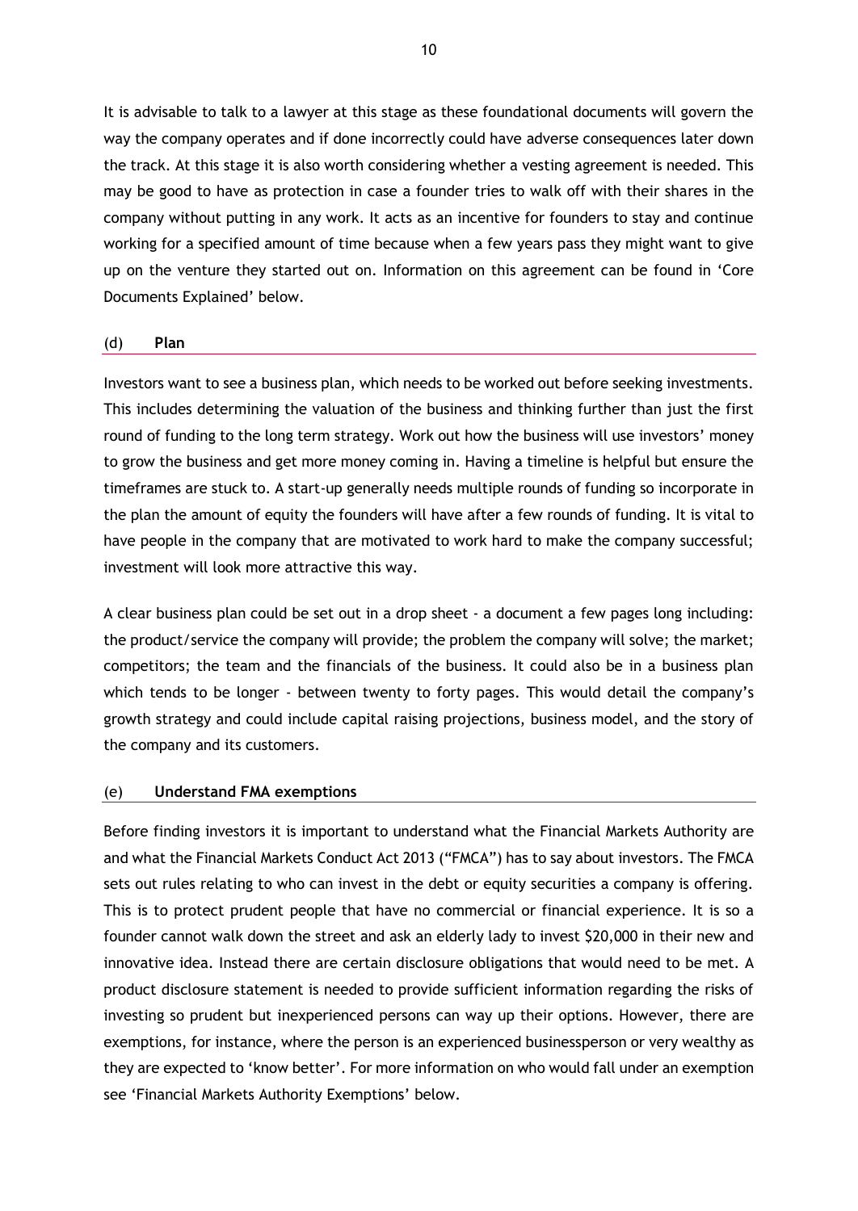It is advisable to talk to a lawyer at this stage as these foundational documents will govern the way the company operates and if done incorrectly could have adverse consequences later down the track. At this stage it is also worth considering whether a vesting agreement is needed. This may be good to have as protection in case a founder tries to walk off with their shares in the company without putting in any work. It acts as an incentive for founders to stay and continue working for a specified amount of time because when a few years pass they might want to give up on the venture they started out on. Information on this agreement can be found in 'Core Documents Explained' below.

### (d) **Plan**

Investors want to see a business plan, which needs to be worked out before seeking investments. This includes determining the valuation of the business and thinking further than just the first round of funding to the long term strategy. Work out how the business will use investors' money to grow the business and get more money coming in. Having a timeline is helpful but ensure the timeframes are stuck to. A start-up generally needs multiple rounds of funding so incorporate in the plan the amount of equity the founders will have after a few rounds of funding. It is vital to have people in the company that are motivated to work hard to make the company successful; investment will look more attractive this way.

A clear business plan could be set out in a drop sheet - a document a few pages long including: the product/service the company will provide; the problem the company will solve; the market; competitors; the team and the financials of the business. It could also be in a business plan which tends to be longer - between twenty to forty pages. This would detail the company's growth strategy and could include capital raising projections, business model, and the story of the company and its customers.

### (e) **Understand FMA exemptions**

Before finding investors it is important to understand what the Financial Markets Authority are and what the Financial Markets Conduct Act 2013 ("FMCA") has to say about investors. The FMCA sets out rules relating to who can invest in the debt or equity securities a company is offering. This is to protect prudent people that have no commercial or financial experience. It is so a founder cannot walk down the street and ask an elderly lady to invest $20,000 in their new and innovative idea. Instead there are certain disclosure obligations that would need to be met. A product disclosure statement is needed to provide sufficient information regarding the risks of investing so prudent but inexperienced persons can way up their options. However, there are exemptions, for instance, where the person is an experienced businessperson or very wealthy as they are expected to 'know better'. For more information on who would fall under an exemption see 'Financial Markets Authority Exemptions' below.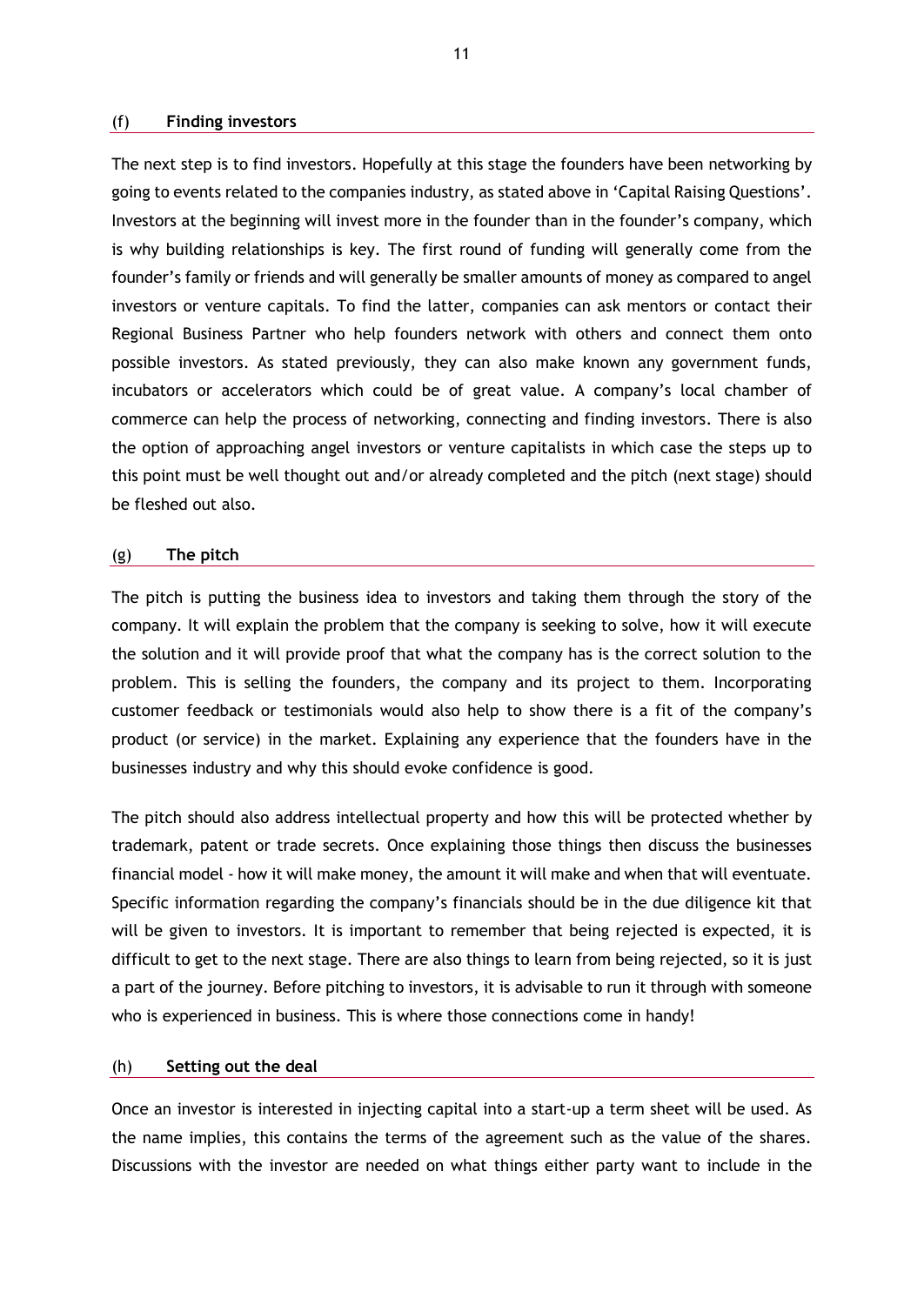### (f) Finding investors

The next step is to find investors. Hopefully at this stage the founders have been networking by going to events related to the companies industry, as stated above in 'Capital Raising Questions'. Investors at the beginning will invest more in the founder than in the founder's company, which is why building relationships is key. The first round of funding will generally come from the founder's family or friends and will generally be smaller amounts of money as compared to angel investors or venture capitals. To find the latter, companies can ask mentors or contact their Regional Business Partner who help founders network with others and connect them onto possible investors. As stated previously, they can also make known any government funds, incubators or accelerators which could be of great value. A company's local chamber of commerce can help the process of networking, connecting and finding investors. There is also the option of approaching angel investors or venture capitalists in which case the steps up to this point must be well thought out and/or already completed and the pitch (next stage) should be fleshed out also.

### (g) The pitch

The pitch is putting the business idea to investors and taking them through the story of the company. It will explain the problem that the company is seeking to solve, how it will execute the solution and it will provide proof that what the company has is the correct solution to the problem. This is selling the founders, the company and its project to them. Incorporating customer feedback or testimonials would also help to show there is a fit of the company's product (or service) in the market. Explaining any experience that the founders have in the businesses industry and why this should evoke confidence is good.

The pitch should also address intellectual property and how this will be protected whether by trademark, patent or trade secrets. Once explaining those things then discuss the businesses financial model - how it will make money, the amount it will make and when that will eventuate. Specific information regarding the company's financials should be in the due diligence kit that will be given to investors. It is important to remember that being rejected is expected, it is difficult to get to the next stage. There are also things to learn from being rejected, so it is just a part of the journey. Before pitching to investors, it is advisable to run it through with someone who is experienced in business. This is where those connections come in handy!

### (h) Setting out the deal

Once an investor is interested in injecting capital into a start-up a term sheet will be used. As the name implies, this contains the terms of the agreement such as the value of the shares. Discussions with the investor are needed on what things either party want to include in the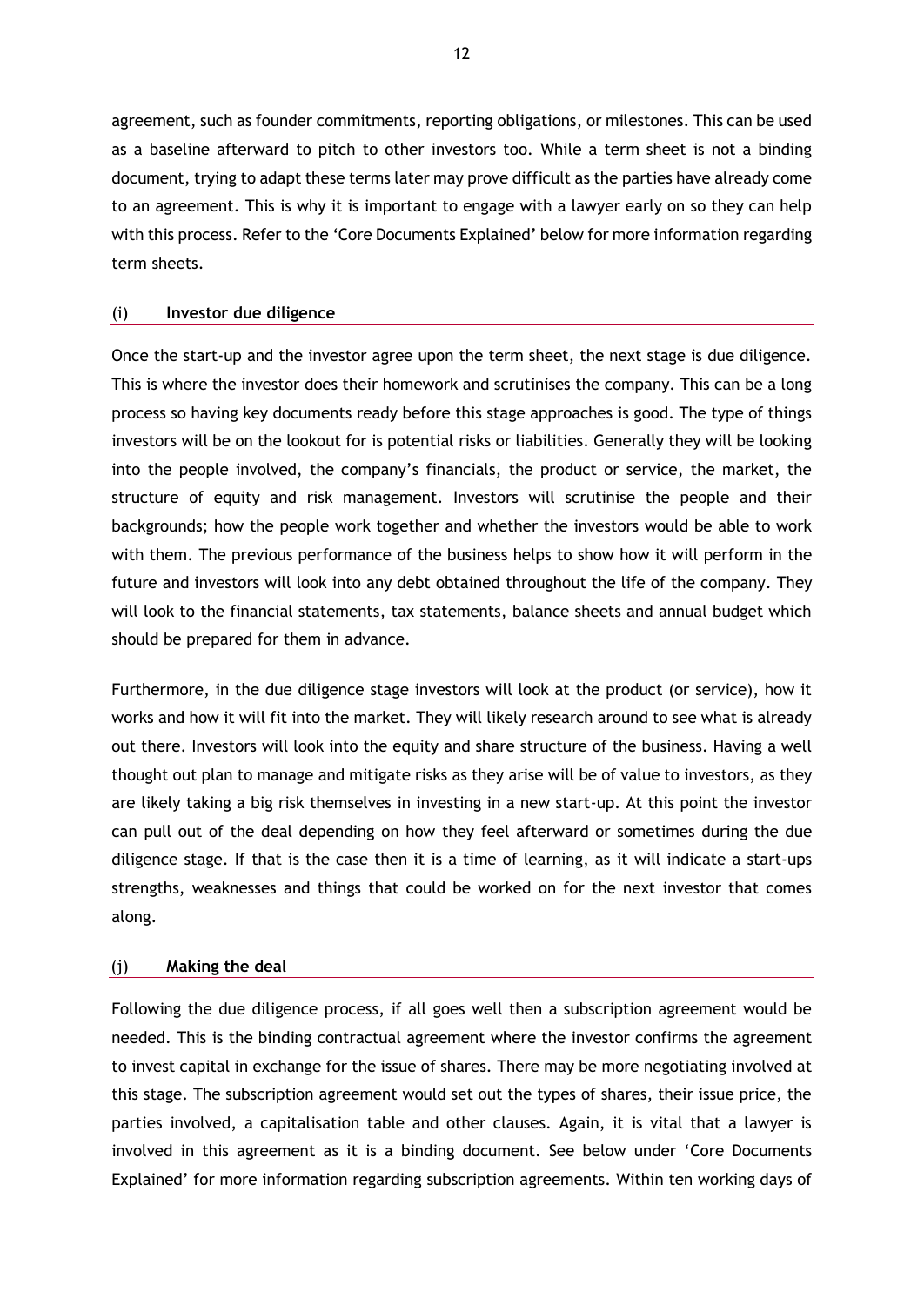agreement, such as founder commitments, reporting obligations, or milestones. This can be used as a baseline afterward to pitch to other investors too. While a term sheet is not a binding document, trying to adapt these terms later may prove difficult as the parties have already come to an agreement. This is why it is important to engage with a lawyer early on so they can help with this process. Refer to the 'Core Documents Explained' below for more information regarding term sheets.

### (i) Investor due diligence

Once the start-up and the investor agree upon the term sheet, the next stage is due diligence. This is where the investor does their homework and scrutinises the company. This can be a long process so having key documents ready before this stage approaches is good. The type of things investors will be on the lookout for is potential risks or liabilities. Generally they will be looking into the people involved, the company's financials, the product or service, the market, the structure of equity and risk management. Investors will scrutinise the people and their backgrounds; how the people work together and whether the investors would be able to work with them. The previous performance of the business helps to show how it will perform in the future and investors will look into any debt obtained throughout the life of the company. They will look to the financial statements, tax statements, balance sheets and annual budget which should be prepared for them in advance.

Furthermore, in the due diligence stage investors will look at the product (or service), how it works and how it will fit into the market. They will likely research around to see what is already out there. Investors will look into the equity and share structure of the business. Having a well thought out plan to manage and mitigate risks as they arise will be of value to investors, as they are likely taking a big risk themselves in investing in a new start-up. At this point the investor can pull out of the deal depending on how they feel afterward or sometimes during the due diligence stage. If that is the case then it is a time of learning, as it will indicate a start-ups strengths, weaknesses and things that could be worked on for the next investor that comes along.

### (j) Making the deal

Following the due diligence process, if all goes well then a subscription agreement would be needed. This is the binding contractual agreement where the investor confirms the agreement to invest capital in exchange for the issue of shares. There may be more negotiating involved at this stage. The subscription agreement would set out the types of shares, their issue price, the parties involved, a capitalisation table and other clauses. Again, it is vital that a lawyer is involved in this agreement as it is a binding document. See below under 'Core Documents Explained' for more information regarding subscription agreements. Within ten working days of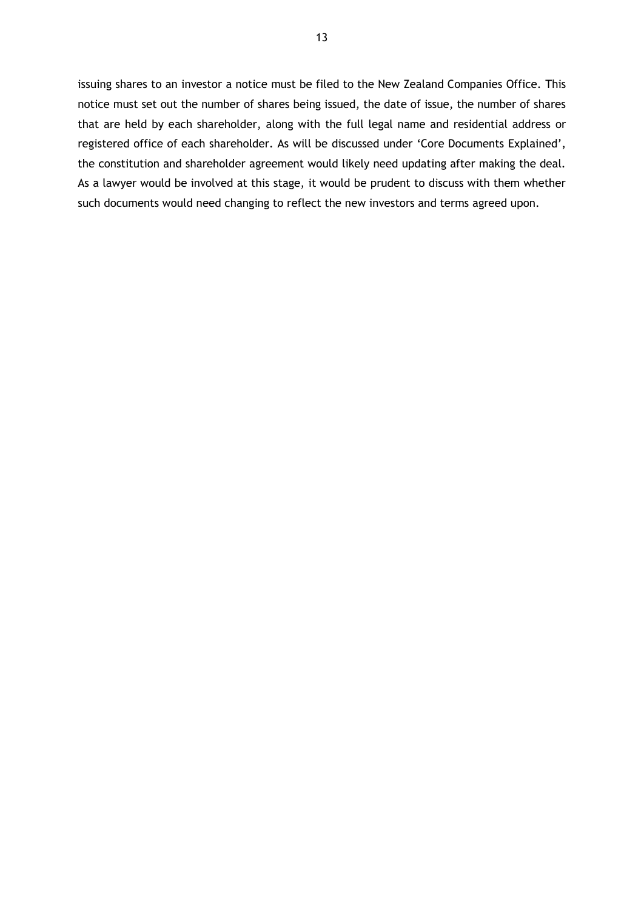issuing shares to an investor a notice must be filed to the New Zealand Companies Office. This notice must set out the number of shares being issued, the date of issue, the number of shares that are held by each shareholder, along with the full legal name and residential address or registered office of each shareholder. As will be discussed under 'Core Documents Explained', the constitution and shareholder agreement would likely need updating after making the deal. As a lawyer would be involved at this stage, it would be prudent to discuss with them whether such documents would need changing to reflect the new investors and terms agreed upon.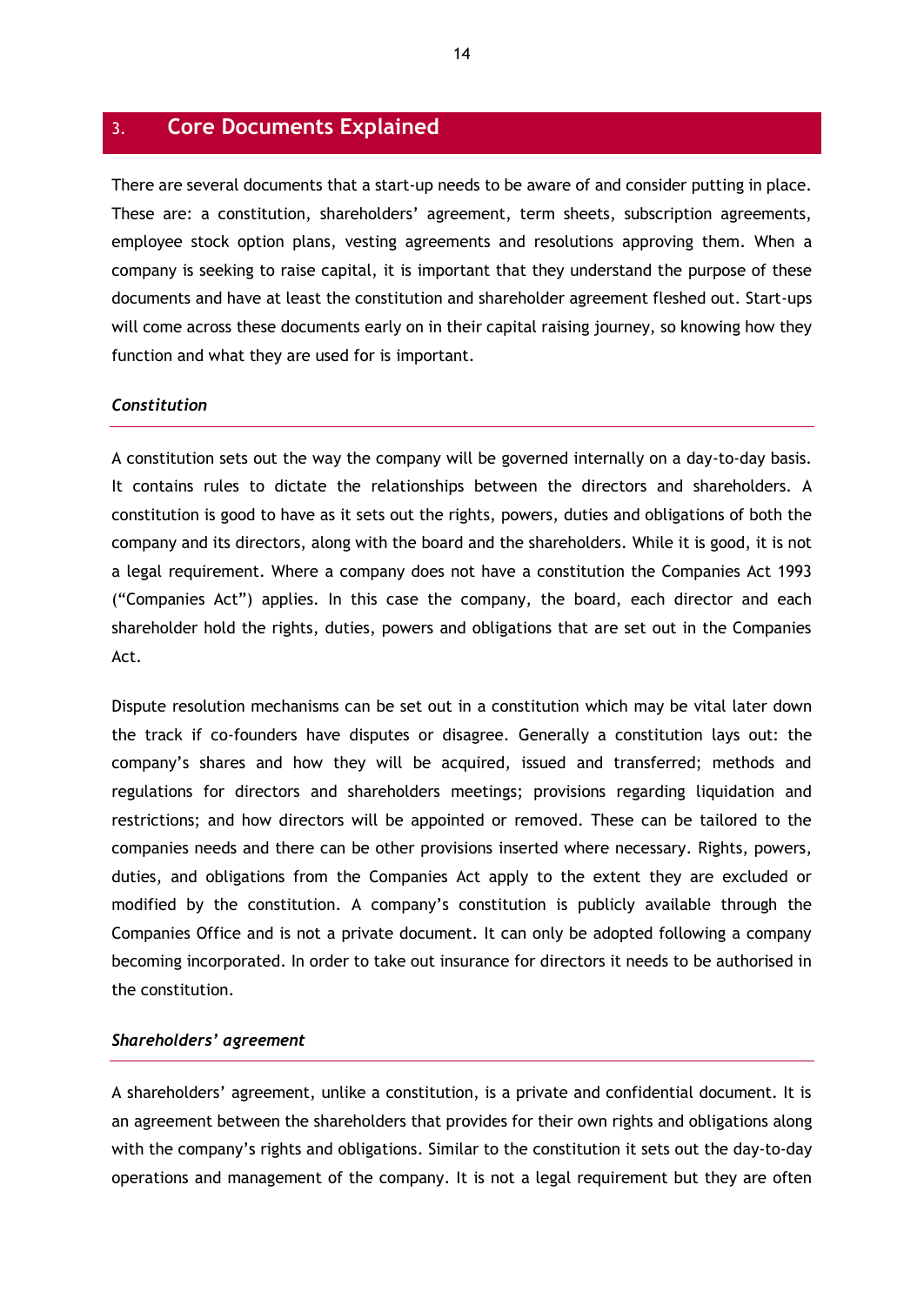## 3. Core Documents Explained

There are several documents that a start-up needs to be aware of and consider putting in place. These are: a constitution, shareholders' agreement, term sheets, subscription agreements, employee stock option plans, vesting agreements and resolutions approving them. When a company is seeking to raise capital, it is important that they understand the purpose of these documents and have at least the constitution and shareholder agreement fleshed out. Start-ups will come across these documents early on in their capital raising journey, so knowing how they function and what they are used for is important.

### *Constitution*

A constitution sets out the way the company will be governed internally on a day-to-day basis. It contains rules to dictate the relationships between the directors and shareholders. A constitution is good to have as it sets out the rights, powers, duties and obligations of both the company and its directors, along with the board and the shareholders. While it is good, it is not a legal requirement. Where a company does not have a constitution the Companies Act 1993 ("Companies Act") applies. In this case the company, the board, each director and each shareholder hold the rights, duties, powers and obligations that are set out in the Companies Act.

Dispute resolution mechanisms can be set out in a constitution which may be vital later down the track if co-founders have disputes or disagree. Generally a constitution lays out: the company's shares and how they will be acquired, issued and transferred; methods and regulations for directors and shareholders meetings; provisions regarding liquidation and restrictions; and how directors will be appointed or removed. These can be tailored to the companies needs and there can be other provisions inserted where necessary. Rights, powers, duties, and obligations from the Companies Act apply to the extent they are excluded or modified by the constitution. A company's constitution is publicly available through the Companies Office and is not a private document. It can only be adopted following a company becoming incorporated. In order to take out insurance for directors it needs to be authorised in the constitution.

### *Shareholders' agreement*

A shareholders' agreement, unlike a constitution, is a private and confidential document. It is an agreement between the shareholders that provides for their own rights and obligations along with the company's rights and obligations. Similar to the constitution it sets out the day-to-day operations and management of the company. It is not a legal requirement but they are often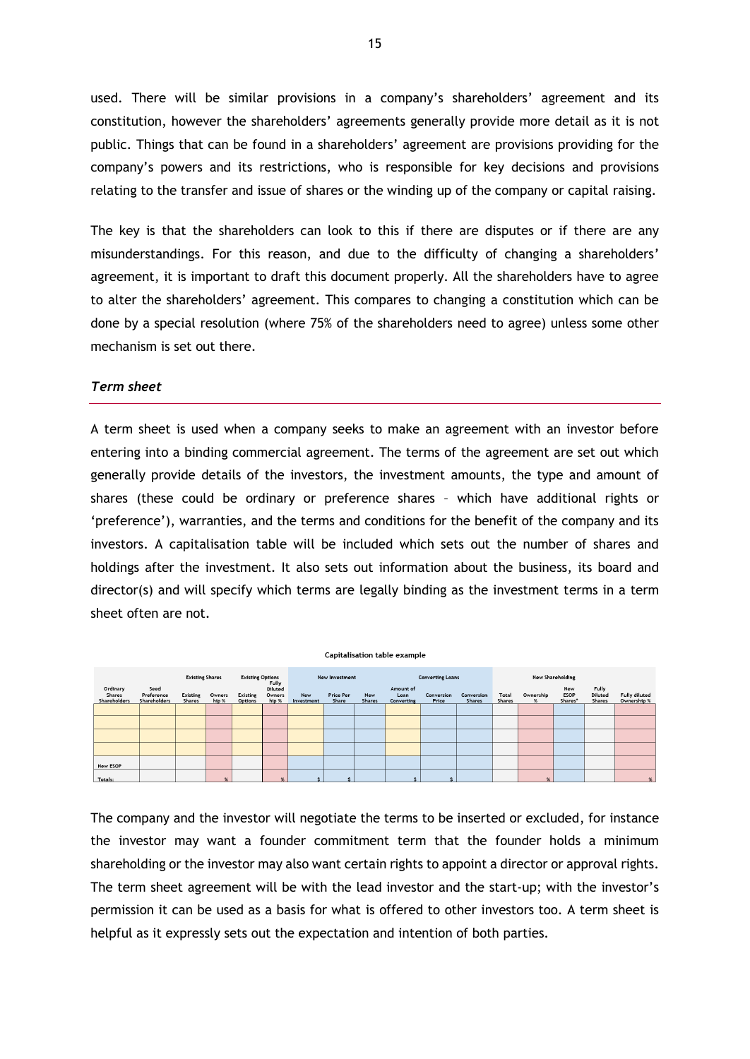used. There will be similar provisions in a company's shareholders' agreement and its constitution, however the shareholders' agreements generally provide more detail as it is not public. Things that can be found in a shareholders' agreement are provisions providing for the company's powers and its restrictions, who is responsible for key decisions and provisions relating to the transfer and issue of shares or the winding up of the company or capital raising.

The key is that the shareholders can look to this if there are disputes or if there are any misunderstandings. For this reason, and due to the difficulty of changing a shareholders' agreement, it is important to draft this document properly. All the shareholders have to agree to alter the shareholders' agreement. This compares to changing a constitution which can be done by a special resolution (where 75% of the shareholders need to agree) unless some other mechanism is set out there.

### *Term sheet*

A term sheet is used when a company seeks to make an agreement with an investor before entering into a binding commercial agreement. The terms of the agreement are set out which generally provide details of the investors, the investment amounts, the type and amount of shares (these could be ordinary or preference shares – which have additional rights or 'preference'), warranties, and the terms and conditions for the benefit of the company and its investors. A capitalisation table will be included which sets out the number of shares and holdings after the investment. It also sets out information about the business, its board and director(s) and will specify which terms are legally binding as the investment terms in a term sheet often are not.

**Capitalisation table example**

| | | Existing Shares | | Existing Options | | New Investment | | | Converting Loans | | | New Shareholding | | | | |
|---|---|---|---|---|---|---|---|---|---|---|---|---|---|---|---|---|
| Ordinary Shares Shareholders | Seed Preference Shareholders | Existing Shares | Ownership % | Existing Options | Fully Diluted Ownership % | New Investment | Price Per Share | New Shares | Amount of Loan Converting | Conversion Price | Conversion Shares | Total Shares | Ownership % | New ESOP Shares* | Fully Diluted Shares | Fully diluted Ownership % |
| | | | | | | | | | | | | | | | | |
| | | | | | | | | | | | | | | | | |
| | | | | | | | | | | | | | | | | |
| | | | | | | | | | | | | | | | | |
| New ESOP | | | | | | | | | | | | | | | | |
| Totals: | | | % | | % | $ | $ | | $ | $ | | | % | | | % |

The company and the investor will negotiate the terms to be inserted or excluded, for instance the investor may want a founder commitment term that the founder holds a minimum shareholding or the investor may also want certain rights to appoint a director or approval rights. The term sheet agreement will be with the lead investor and the start-up; with the investor's permission it can be used as a basis for what is offered to other investors too. A term sheet is helpful as it expressly sets out the expectation and intention of both parties.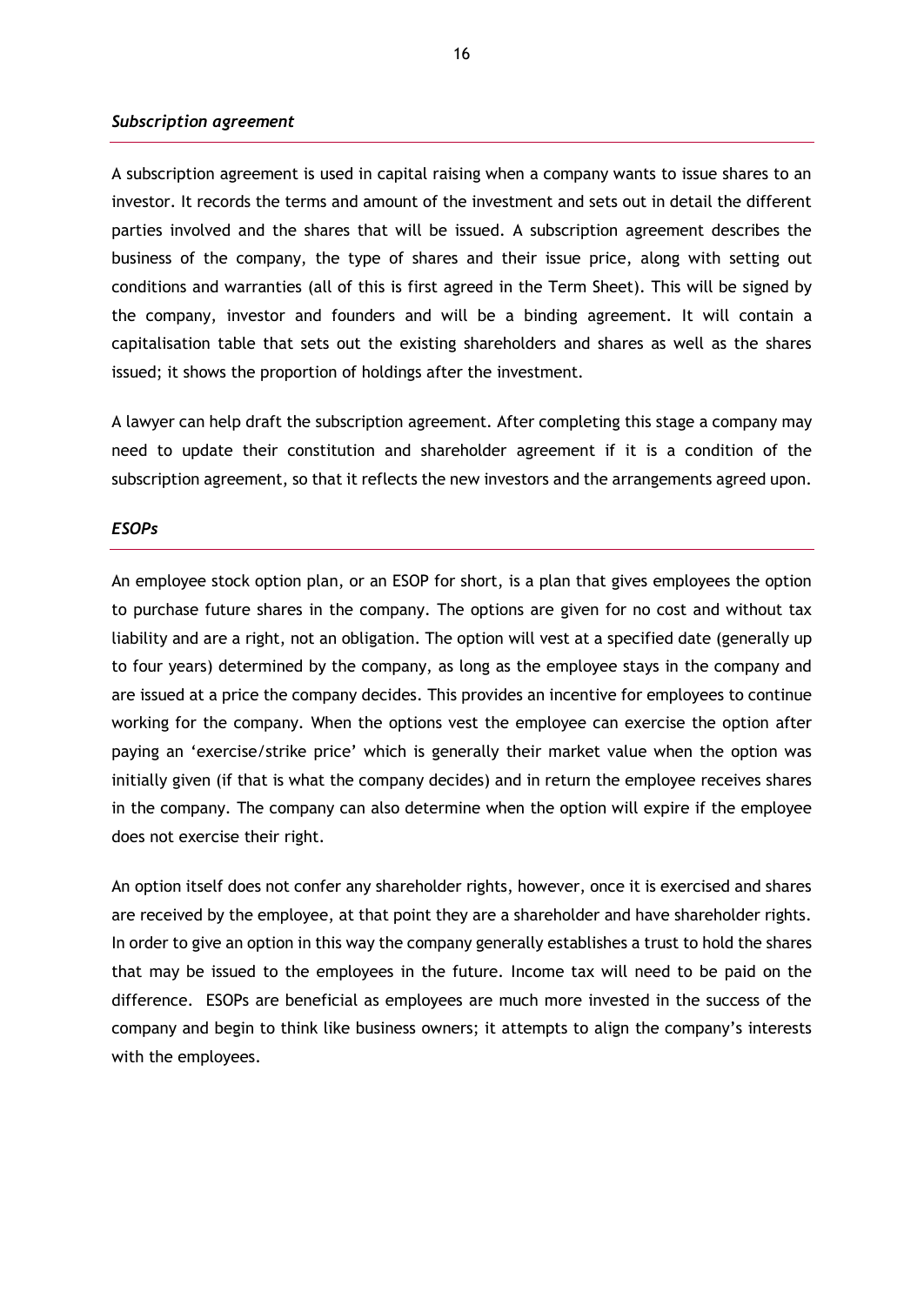### *Subscription agreement*

A subscription agreement is used in capital raising when a company wants to issue shares to an investor. It records the terms and amount of the investment and sets out in detail the different parties involved and the shares that will be issued. A subscription agreement describes the business of the company, the type of shares and their issue price, along with setting out conditions and warranties (all of this is first agreed in the Term Sheet). This will be signed by the company, investor and founders and will be a binding agreement. It will contain a capitalisation table that sets out the existing shareholders and shares as well as the shares issued; it shows the proportion of holdings after the investment.

A lawyer can help draft the subscription agreement. After completing this stage a company may need to update their constitution and shareholder agreement if it is a condition of the subscription agreement, so that it reflects the new investors and the arrangements agreed upon.

### *ESOPs*

An employee stock option plan, or an ESOP for short, is a plan that gives employees the option to purchase future shares in the company. The options are given for no cost and without tax liability and are a right, not an obligation. The option will vest at a specified date (generally up to four years) determined by the company, as long as the employee stays in the company and are issued at a price the company decides. This provides an incentive for employees to continue working for the company. When the options vest the employee can exercise the option after paying an 'exercise/strike price' which is generally their market value when the option was initially given (if that is what the company decides) and in return the employee receives shares in the company. The company can also determine when the option will expire if the employee does not exercise their right.

An option itself does not confer any shareholder rights, however, once it is exercised and shares are received by the employee, at that point they are a shareholder and have shareholder rights. In order to give an option in this way the company generally establishes a trust to hold the shares that may be issued to the employees in the future. Income tax will need to be paid on the difference. ESOPs are beneficial as employees are much more invested in the success of the company and begin to think like business owners; it attempts to align the company's interests with the employees.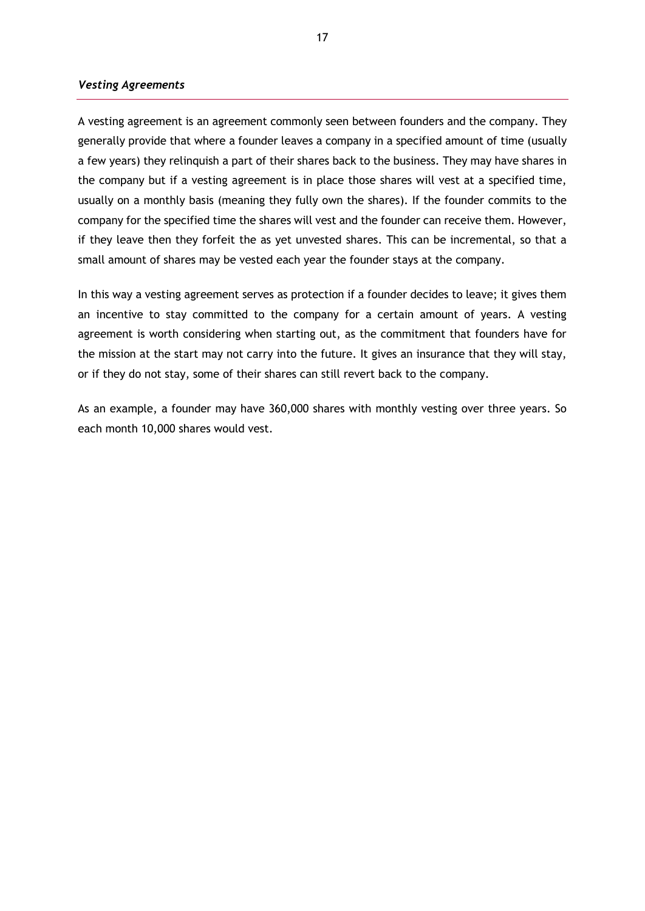### *Vesting Agreements*

A vesting agreement is an agreement commonly seen between founders and the company. They generally provide that where a founder leaves a company in a specified amount of time (usually a few years) they relinquish a part of their shares back to the business. They may have shares in the company but if a vesting agreement is in place those shares will vest at a specified time, usually on a monthly basis (meaning they fully own the shares). If the founder commits to the company for the specified time the shares will vest and the founder can receive them. However, if they leave then they forfeit the as yet unvested shares. This can be incremental, so that a small amount of shares may be vested each year the founder stays at the company.

In this way a vesting agreement serves as protection if a founder decides to leave; it gives them an incentive to stay committed to the company for a certain amount of years. A vesting agreement is worth considering when starting out, as the commitment that founders have for the mission at the start may not carry into the future. It gives an insurance that they will stay, or if they do not stay, some of their shares can still revert back to the company.

As an example, a founder may have 360,000 shares with monthly vesting over three years. So each month 10,000 shares would vest.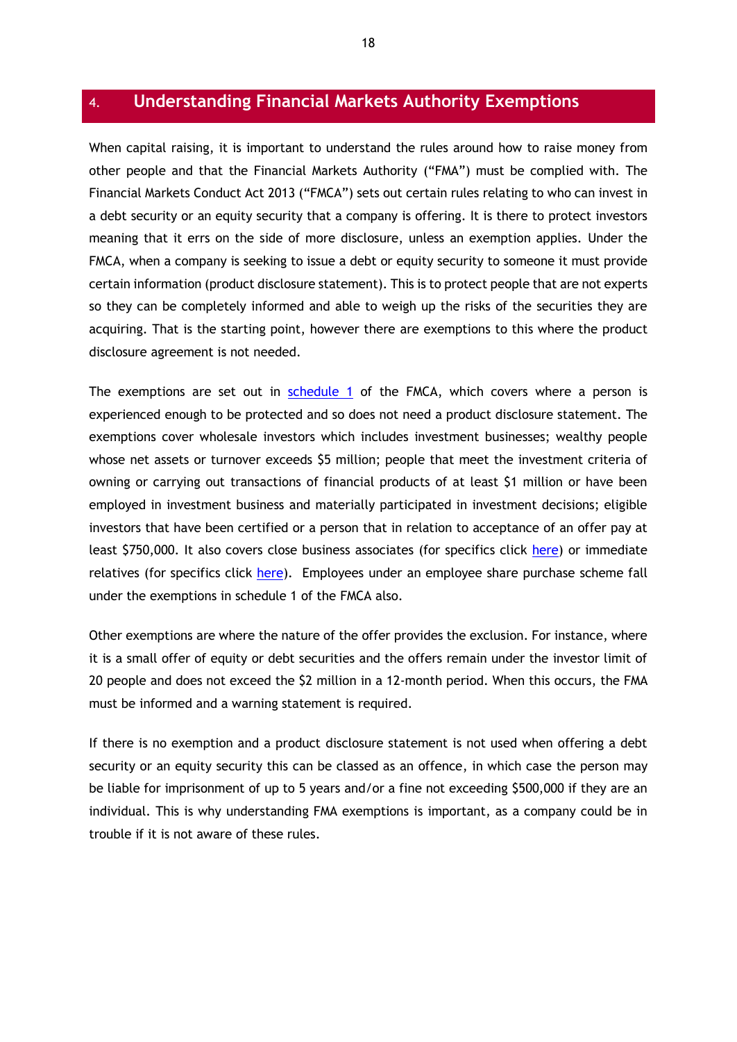## 4. Understanding Financial Markets Authority Exemptions

When capital raising, it is important to understand the rules around how to raise money from other people and that the Financial Markets Authority ("FMA") must be complied with. The Financial Markets Conduct Act 2013 ("FMCA") sets out certain rules relating to who can invest in a debt security or an equity security that a company is offering. It is there to protect investors meaning that it errs on the side of more disclosure, unless an exemption applies. Under the FMCA, when a company is seeking to issue a debt or equity security to someone it must provide certain information (product disclosure statement). This is to protect people that are not experts so they can be completely informed and able to weigh up the risks of the securities they are acquiring. That is the starting point, however there are exemptions to this where the product disclosure agreement is not needed.

The exemptions are set out in schedule 1 of the FMCA, which covers where a person is experienced enough to be protected and so does not need a product disclosure statement. The exemptions cover wholesale investors which includes investment businesses; wealthy people whose net assets or turnover exceeds $5 million; people that meet the investment criteria of owning or carrying out transactions of financial products of at least $1 million or have been employed in investment business and materially participated in investment decisions; eligible investors that have been certified or a person that in relation to acceptance of an offer pay at least $750,000. It also covers close business associates (for specifics click here) or immediate relatives (for specifics click here). Employees under an employee share purchase scheme fall under the exemptions in schedule 1 of the FMCA also.

Other exemptions are where the nature of the offer provides the exclusion. For instance, where it is a small offer of equity or debt securities and the offers remain under the investor limit of 20 people and does not exceed the $2 million in a 12-month period. When this occurs, the FMA must be informed and a warning statement is required.

If there is no exemption and a product disclosure statement is not used when offering a debt security or an equity security this can be classed as an offence, in which case the person may be liable for imprisonment of up to 5 years and/or a fine not exceeding $500,000 if they are an individual. This is why understanding FMA exemptions is important, as a company could be in trouble if it is not aware of these rules.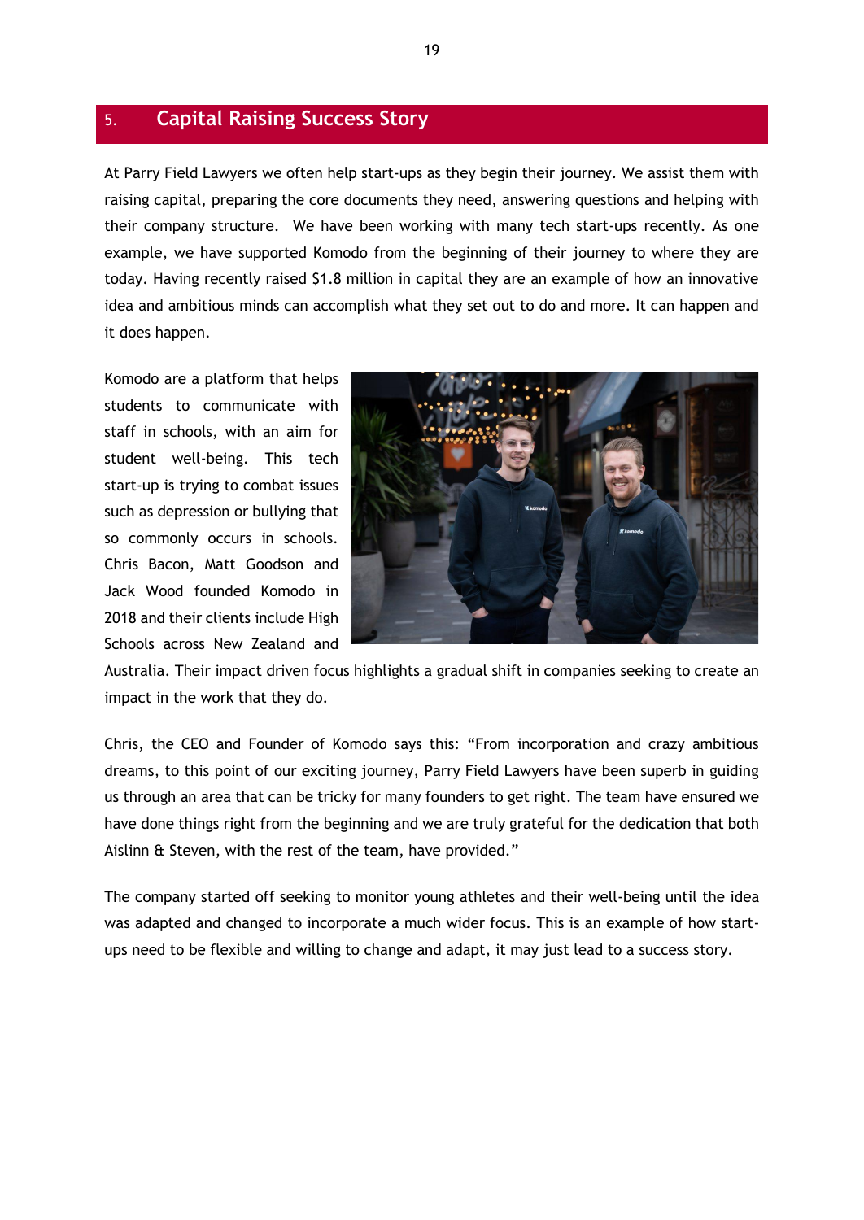## 5. Capital Raising Success Story

At Parry Field Lawyers we often help start-ups as they begin their journey. We assist them with raising capital, preparing the core documents they need, answering questions and helping with their company structure. We have been working with many tech start-ups recently. As one example, we have supported Komodo from the beginning of their journey to where they are today. Having recently raised $1.8 million in capital they are an example of how an innovative idea and ambitious minds can accomplish what they set out to do and more. It can happen and it does happen.

Komodo are a platform that helps students to communicate with staff in schools, with an aim for student well-being. This tech start-up is trying to combat issues such as depression or bullying that so commonly occurs in schools. Chris Bacon, Matt Goodson and Jack Wood founded Komodo in 2018 and their clients include High Schools across New Zealand and Australia. Their impact driven focus highlights a gradual shift in companies seeking to create an impact in the work that they do.

Chris, the CEO and Founder of Komodo says this: "From incorporation and crazy ambitious dreams, to this point of our exciting journey, Parry Field Lawyers have been superb in guiding us through an area that can be tricky for many founders to get right. The team have ensured we have done things right from the beginning and we are truly grateful for the dedication that both Aislinn & Steven, with the rest of the team, have provided."

The company started off seeking to monitor young athletes and their well-being until the idea was adapted and changed to incorporate a much wider focus. This is an example of how start-ups need to be flexible and willing to change and adapt, it may just lead to a success story.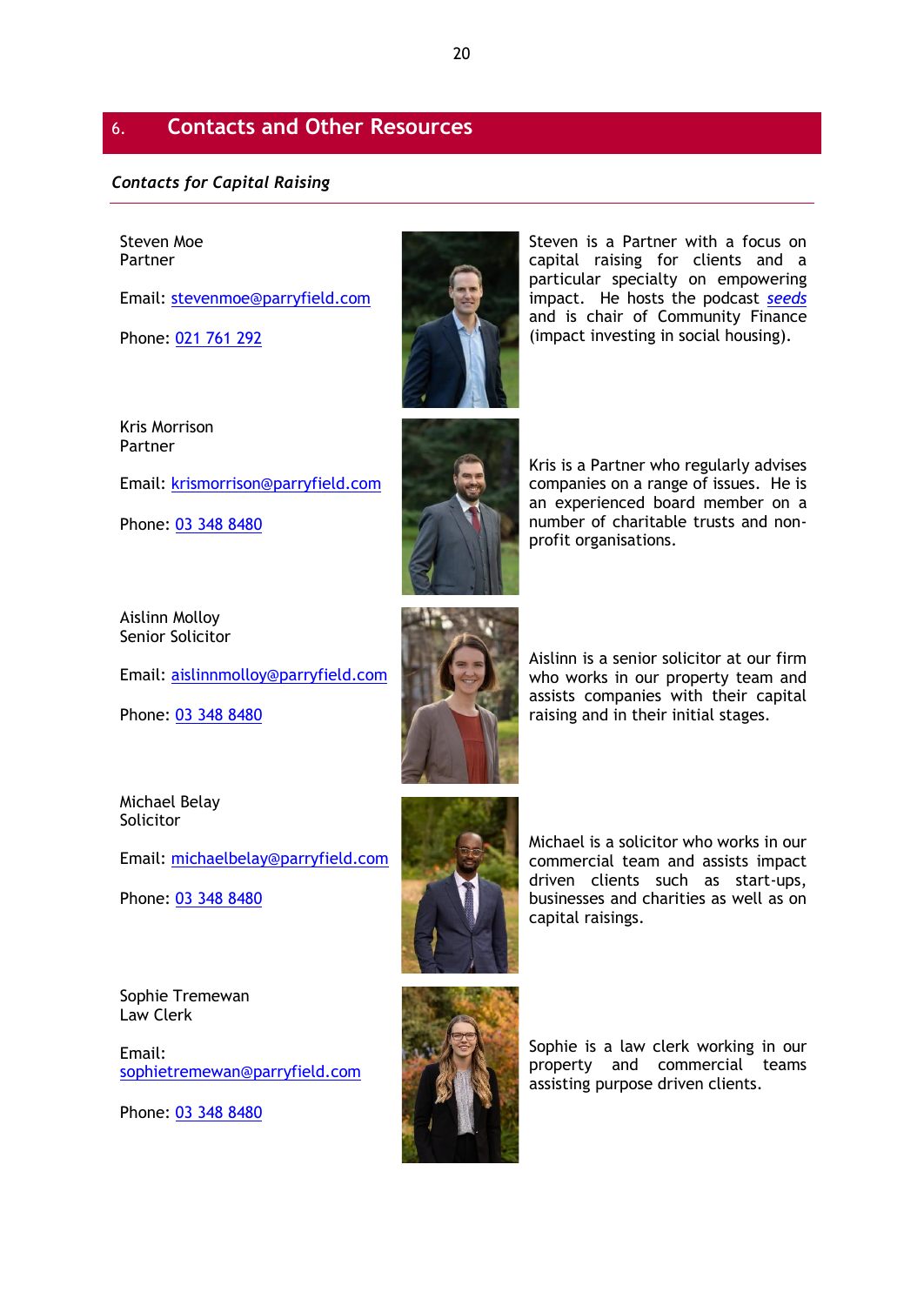## 6. Contacts and Other Resources

***Contacts for Capital Raising***

---

Steven Moe
Partner

Email: stevenmoe@parryfield.com

Phone: 021 761 292

Steven is a Partner with a focus on capital raising for clients and a particular specialty on empowering impact. He hosts the podcast *seeds* and is chair of Community Finance (impact investing in social housing).

Kris Morrison
Partner

Email: krismorrison@parryfield.com

Phone: 03 348 8480

Kris is a Partner who regularly advises companies on a range of issues. He is an experienced board member on a number of charitable trusts and non-profit organisations.

Aislinn Molloy
Senior Solicitor

Email: aislinnmolloy@parryfield.com

Phone: 03 348 8480

Aislinn is a senior solicitor at our firm who works in our property team and assists companies with their capital raising and in their initial stages.

Michael Belay
Solicitor

Email: michaelbelay@parryfield.com

Phone: 03 348 8480

Michael is a solicitor who works in our commercial team and assists impact driven clients such as start-ups, businesses and charities as well as on capital raisings.

Sophie Tremewan
Law Clerk

Email: sophietremewan@parryfield.com

Phone: 03 348 8480

Sophie is a law clerk working in our property and commercial teams assisting purpose driven clients.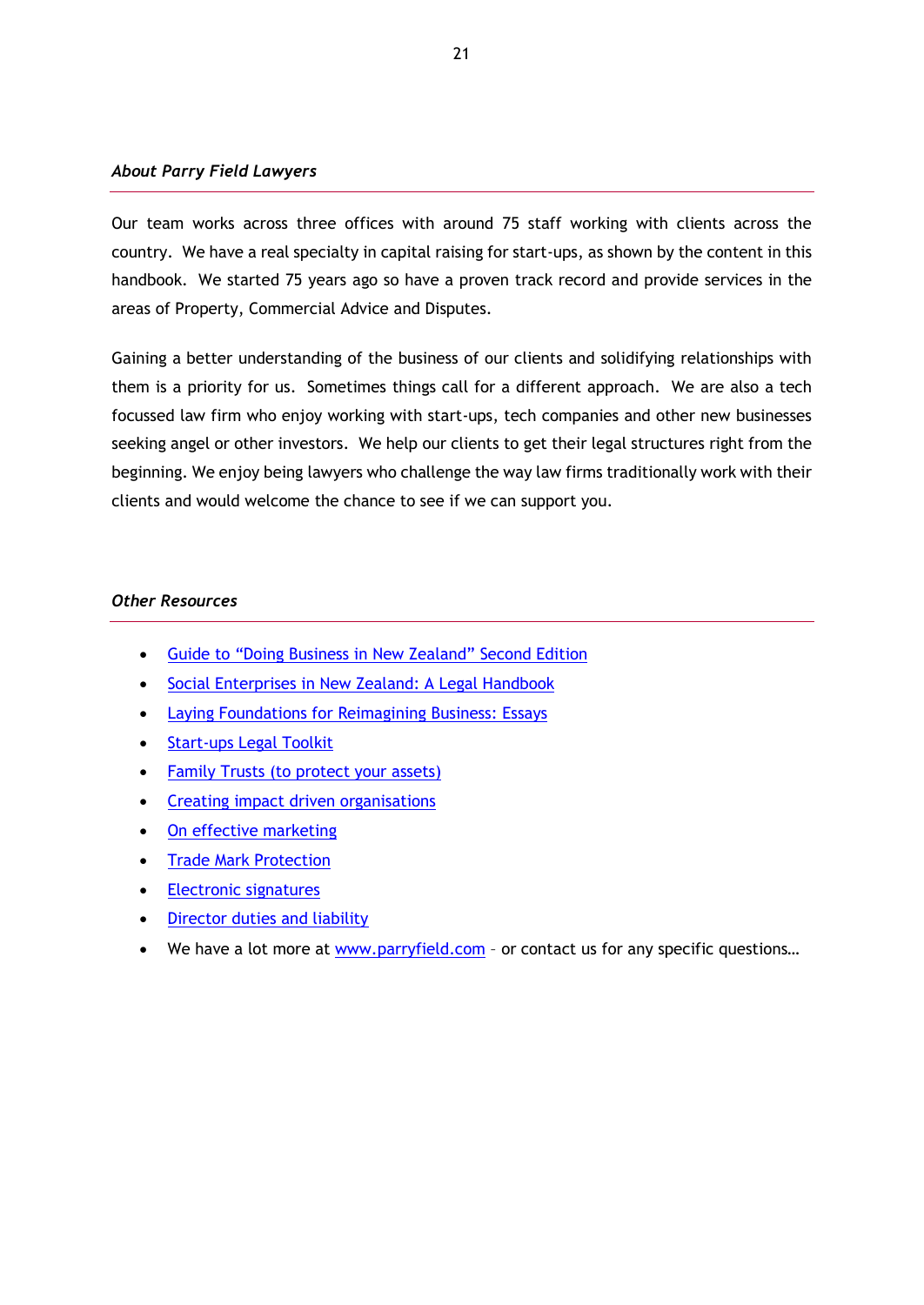### *About Parry Field Lawyers*

Our team works across three offices with around 75 staff working with clients across the country. We have a real specialty in capital raising for start-ups, as shown by the content in this handbook. We started 75 years ago so have a proven track record and provide services in the areas of Property, Commercial Advice and Disputes.

Gaining a better understanding of the business of our clients and solidifying relationships with them is a priority for us. Sometimes things call for a different approach. We are also a tech focussed law firm who enjoy working with start-ups, tech companies and other new businesses seeking angel or other investors. We help our clients to get their legal structures right from the beginning. We enjoy being lawyers who challenge the way law firms traditionally work with their clients and would welcome the chance to see if we can support you.

### *Other Resources*

- Guide to “Doing Business in New Zealand” Second Edition
- Social Enterprises in New Zealand: A Legal Handbook
- Laying Foundations for Reimagining Business: Essays
- Start-ups Legal Toolkit
- Family Trusts (to protect your assets)
- Creating impact driven organisations
- On effective marketing
- Trade Mark Protection
- Electronic signatures
- Director duties and liability
- We have a lot more at www.parryfield.com – or contact us for any specific questions…